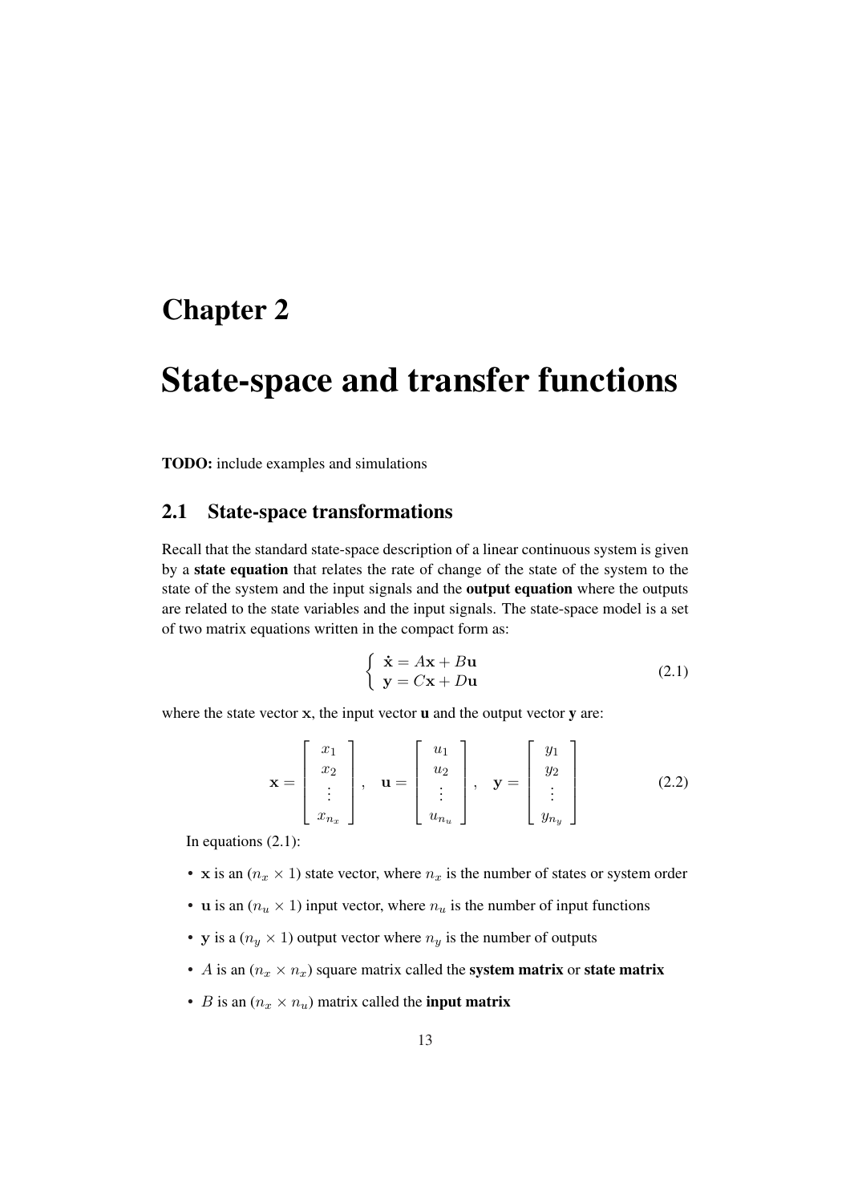# Chapter 2

# State-space and transfer functions

**TODO:** include examples and simulations

## 2.1 State-space transformations

Recall that the standard state-space description of a linear continuous system is given by a **state equation** that relates the rate of change of the state of the system to the state of the system and the input signals and the **output equation** where the outputs are related to the state variables and the input signals. The state-space model is a set of two matrix equations written in the compact form as:

$$\left\{ \begin{array}{l} \dot{\mathbf{x}} = A\mathbf{x} + B\mathbf{u} \\ \mathbf{y} = C\mathbf{x} + D\mathbf{u} \end{array} \right. \tag{2.1}$$

where the state vector $\mathbf{x}$, the input vector $\mathbf{u}$ and the output vector $\mathbf{y}$ are:

$$\mathbf{x} = \begin{bmatrix} x_1 \\ x_2 \\ \vdots \\ x_{n_x} \end{bmatrix}, \quad \mathbf{u} = \begin{bmatrix} u_1 \\ u_2 \\ \vdots \\ u_{n_u} \end{bmatrix}, \quad \mathbf{y} = \begin{bmatrix} y_1 \\ y_2 \\ \vdots \\ y_{n_y} \end{bmatrix} \tag{2.2}$$

In equations (2.1):

- $\mathbf{x}$ is an $(n_x \times 1)$ state vector, where $n_x$ is the number of states or system order
- $\mathbf{u}$ is an $(n_u \times 1)$ input vector, where $n_u$ is the number of input functions
- $\mathbf{y}$ is a $(n_y \times 1)$ output vector where $n_y$ is the number of outputs
- $A$ is an $(n_x \times n_x)$ square matrix called the **system matrix** or **state matrix**
- $B$ is an $(n_x \times n_u)$ matrix called the **input matrix**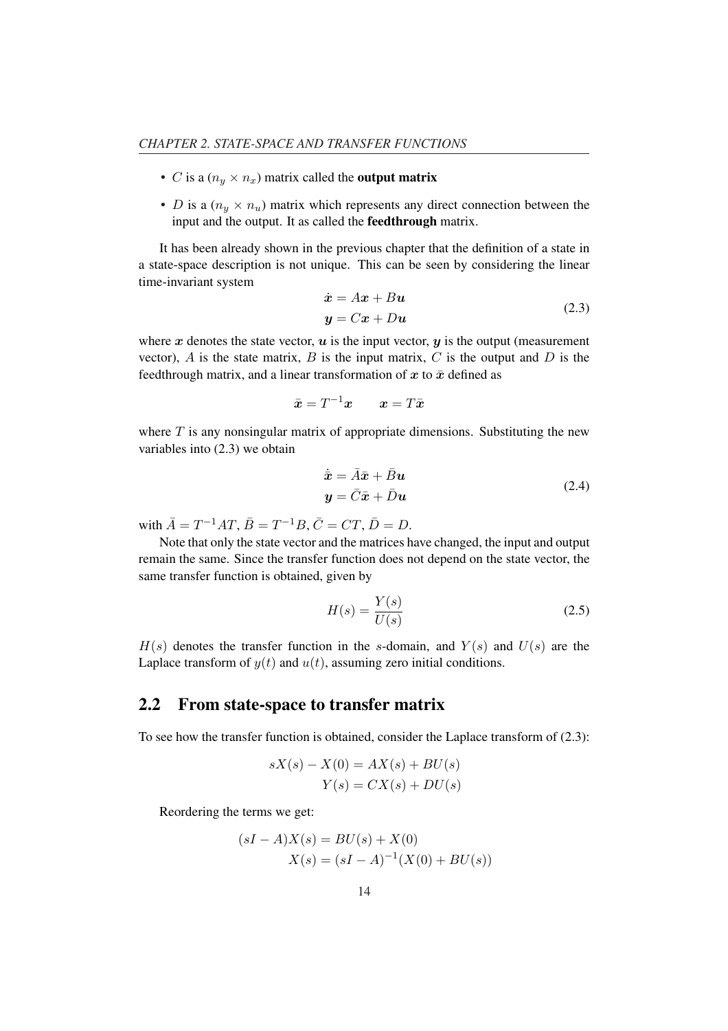- $C$ is a $(n_y \times n_x)$ matrix called the **output matrix**
- $D$ is a $(n_y \times n_u)$ matrix which represents any direct connection between the input and the output. It as called the **feedthrough** matrix.

It has been already shown in the previous chapter that the definition of a state in a state-space description is not unique. This can be seen by considering the linear time-invariant system

$$
\begin{aligned}
\dot{\boldsymbol{x}} &= A\boldsymbol{x} + B\boldsymbol{u} \\
\boldsymbol{y} &= C\boldsymbol{x} + D\boldsymbol{u}
\end{aligned}
\tag{2.3}
$$

where $\boldsymbol{x}$ denotes the state vector, $\boldsymbol{u}$ is the input vector, $\boldsymbol{y}$ is the output (measurement vector), $A$ is the state matrix, $B$ is the input matrix, $C$ is the output and $D$ is the feedthrough matrix, and a linear transformation of $\boldsymbol{x}$ to $\bar{\boldsymbol{x}}$ defined as

$$
\bar{\boldsymbol{x}} = T^{-1}\boldsymbol{x} \qquad \boldsymbol{x} = T\bar{\boldsymbol{x}}
$$

where $T$ is any nonsingular matrix of appropriate dimensions. Substituting the new variables into (2.3) we obtain

$$
\begin{aligned}
\dot{\bar{\boldsymbol{x}}} &= \bar{A}\bar{\boldsymbol{x}} + \bar{B}\boldsymbol{u} \\
\boldsymbol{y} &= \bar{C}\bar{\boldsymbol{x}} + \bar{D}\boldsymbol{u}
\end{aligned}
\tag{2.4}
$$

with $\bar{A} = T^{-1}AT$, $\bar{B} = T^{-1}B$, $\bar{C} = CT$, $\bar{D} = D$.

Note that only the state vector and the matrices have changed, the input and output remain the same. Since the transfer function does not depend on the state vector, the same transfer function is obtained, given by

$$
H(s) = \frac{Y(s)}{U(s)}
\tag{2.5}
$$

$H(s)$ denotes the transfer function in the $s$-domain, and $Y(s)$ and $U(s)$ are the Laplace transform of $y(t)$ and $u(t)$, assuming zero initial conditions.

## 2.2 From state-space to transfer matrix

To see how the transfer function is obtained, consider the Laplace transform of (2.3):

$$
\begin{aligned}
sX(s) - X(0) &= AX(s) + BU(s) \\
Y(s) &= CX(s) + DU(s)
\end{aligned}
$$

Reordering the terms we get:

$$
\begin{aligned}
(sI - A)X(s) &= BU(s) + X(0) \\
X(s) &= (sI - A)^{-1}(X(0) + BU(s))
\end{aligned}
$$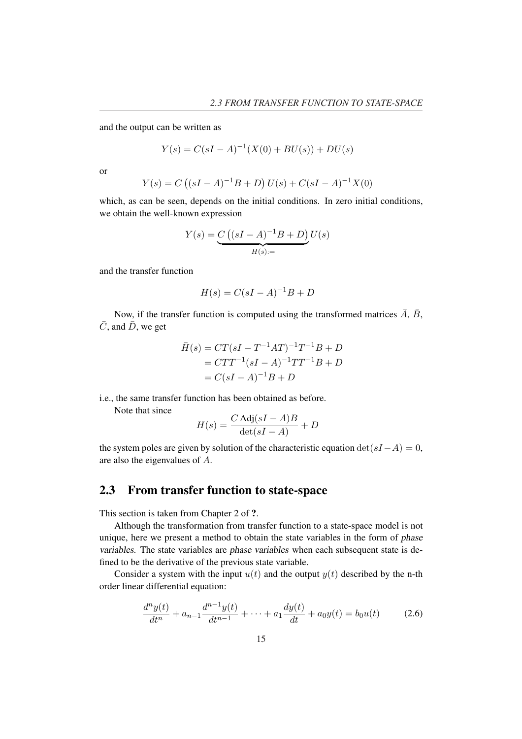and the output can be written as

$$Y(s) = C(sI - A)^{-1}(X(0) + BU(s)) + DU(s)$$

or

$$Y(s) = C\left((sI - A)^{-1}B + D\right)U(s) + C(sI - A)^{-1}X(0)$$

which, as can be seen, depends on the initial conditions. In zero initial conditions, we obtain the well-known expression

$$Y(s) = \underbrace{C\left((sI - A)^{-1}B + D\right)}_{H(s):=}U(s)$$

and the transfer function

$$H(s) = C(sI - A)^{-1}B + D$$

Now, if the transfer function is computed using the transformed matrices $\bar{A}$, $\bar{B}$, $\bar{C}$, and $\bar{D}$, we get

$$\begin{aligned}\bar{H}(s) &= CT(sI - T^{-1}AT)^{-1}T^{-1}B + D \\ &= CTT^{-1}(sI - A)^{-1}TT^{-1}B + D \\ &= C(sI - A)^{-1}B + D\end{aligned}$$

i.e., the same transfer function has been obtained as before.

Note that since

$$H(s) = \frac{C\,\text{Adj}(sI - A)B}{\det(sI - A)} + D$$

the system poles are given by solution of the characteristic equation $\det(sI - A) = 0$, are also the eigenvalues of $A$.

## 2.3 From transfer function to state-space

This section is taken from Chapter 2 of **?**.

Although the transformation from transfer function to a state-space model is not unique, here we present a method to obtain the state variables in the form of *phase variables*. The state variables are *phase variables* when each subsequent state is defined to be the derivative of the previous state variable.

Consider a system with the input $u(t)$ and the output $y(t)$ described by the n-th order linear differential equation:

$$\frac{d^n y(t)}{dt^n} + a_{n-1}\frac{d^{n-1}y(t)}{dt^{n-1}} + \cdots + a_1\frac{dy(t)}{dt} + a_0 y(t) = b_0 u(t) \tag{2.6}$$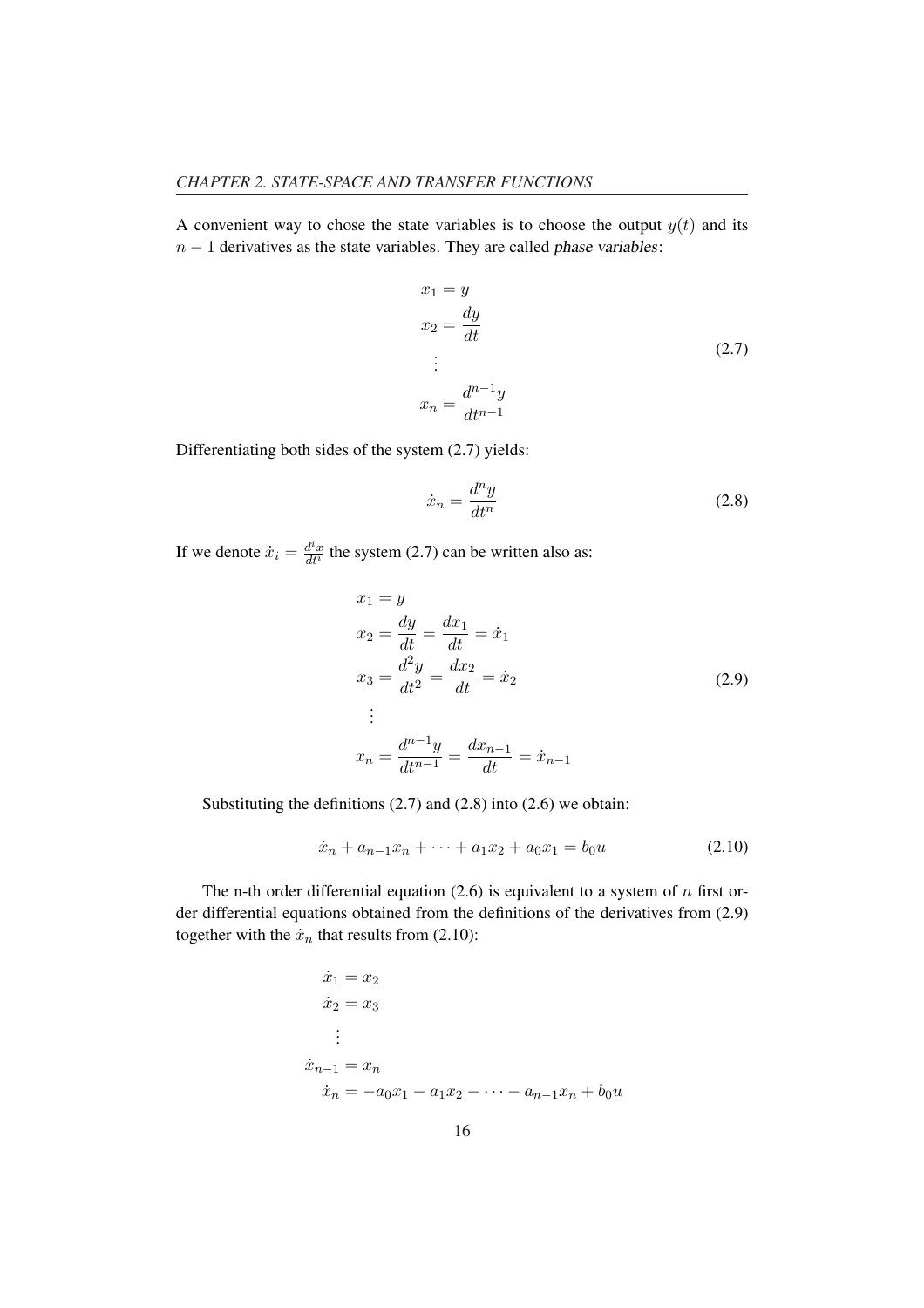A convenient way to chose the state variables is to choose the output $y(t)$ and its $n-1$ derivatives as the state variables. They are called *phase variables*:

$$
\begin{aligned}
x_1 &= y \\
x_2 &= \frac{dy}{dt} \\
&\vdots \\
x_n &= \frac{d^{n-1}y}{dt^{n-1}}
\end{aligned}
\tag{2.7}
$$

Differentiating both sides of the system (2.7) yields:

$$
\dot{x}_n = \frac{d^n y}{dt^n}
\tag{2.8}
$$

If we denote $\dot{x}_i = \frac{d^i x}{dt^i}$ the system (2.7) can be written also as:

$$
\begin{aligned}
x_1 &= y \\
x_2 &= \frac{dy}{dt} = \frac{dx_1}{dt} = \dot{x}_1 \\
x_3 &= \frac{d^2y}{dt^2} = \frac{dx_2}{dt} = \dot{x}_2 \\
&\vdots \\
x_n &= \frac{d^{n-1}y}{dt^{n-1}} = \frac{dx_{n-1}}{dt} = \dot{x}_{n-1}
\end{aligned}
\tag{2.9}
$$

Substituting the definitions (2.7) and (2.8) into (2.6) we obtain:

$$
\dot{x}_n + a_{n-1}x_n + \cdots + a_1 x_2 + a_0 x_1 = b_0 u
\tag{2.10}
$$

The n-th order differential equation (2.6) is equivalent to a system of $n$ first order differential equations obtained from the definitions of the derivatives from (2.9) together with the $\dot{x}_n$ that results from (2.10):

$$
\begin{aligned}
\dot{x}_1 &= x_2 \\
\dot{x}_2 &= x_3 \\
&\vdots \\
\dot{x}_{n-1} &= x_n \\
\dot{x}_n &= -a_0 x_1 - a_1 x_2 - \cdots - a_{n-1}x_n + b_0 u
\end{aligned}
$$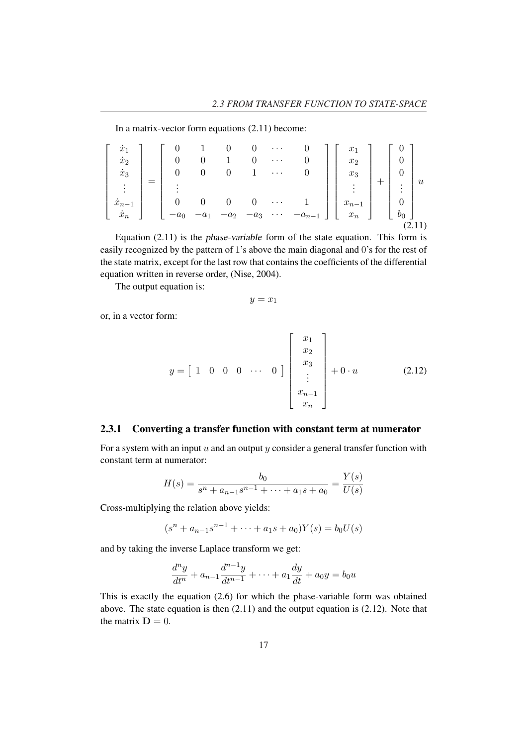In a matrix-vector form equations (2.11) become:

$$
\begin{bmatrix} \dot{x}_1 \\ \dot{x}_2 \\ \dot{x}_3 \\ \vdots \\ \dot{x}_{n-1} \\ \dot{x}_n \end{bmatrix} = \begin{bmatrix} 0 & 1 & 0 & 0 & \cdots & 0 \\ 0 & 0 & 1 & 0 & \cdots & 0 \\ 0 & 0 & 0 & 1 & \cdots & 0 \\ \vdots & & & & & \\ 0 & 0 & 0 & 0 & \cdots & 1 \\ -a_0 & -a_1 & -a_2 & -a_3 & \cdots & -a_{n-1} \end{bmatrix} \begin{bmatrix} x_1 \\ x_2 \\ x_3 \\ \vdots \\ x_{n-1} \\ x_n \end{bmatrix} + \begin{bmatrix} 0 \\ 0 \\ 0 \\ \vdots \\ 0 \\ b_0 \end{bmatrix} u \tag{2.11}
$$

Equation (2.11) is the *phase-variable* form of the state equation. This form is easily recognized by the pattern of 1's above the main diagonal and 0's for the rest of the state matrix, except for the last row that contains the coefficients of the differential equation written in reverse order, (Nise, 2004).

The output equation is:

$$
y = x_1
$$

or, in a vector form:

$$
y = \begin{bmatrix} 1 & 0 & 0 & 0 & \cdots & 0 \end{bmatrix} \begin{bmatrix} x_1 \\ x_2 \\ x_3 \\ \vdots \\ x_{n-1} \\ x_n \end{bmatrix} + 0 \cdot u \tag{2.12}
$$

### 2.3.1 Converting a transfer function with constant term at numerator

For a system with an input $u$ and an output $y$ consider a general transfer function with constant term at numerator:

$$
H(s) = \frac{b_0}{s^n + a_{n-1}s^{n-1} + \cdots + a_1 s + a_0} = \frac{Y(s)}{U(s)}
$$

Cross-multiplying the relation above yields:

$$
(s^n + a_{n-1}s^{n-1} + \cdots + a_1 s + a_0)Y(s) = b_0 U(s)
$$

and by taking the inverse Laplace transform we get:

$$
\frac{d^n y}{dt^n} + a_{n-1}\frac{d^{n-1}y}{dt^{n-1}} + \cdots + a_1 \frac{dy}{dt} + a_0 y = b_0 u
$$

This is exactly the equation (2.6) for which the phase-variable form was obtained above. The state equation is then (2.11) and the output equation is (2.12). Note that the matrix $\mathbf{D} = 0$.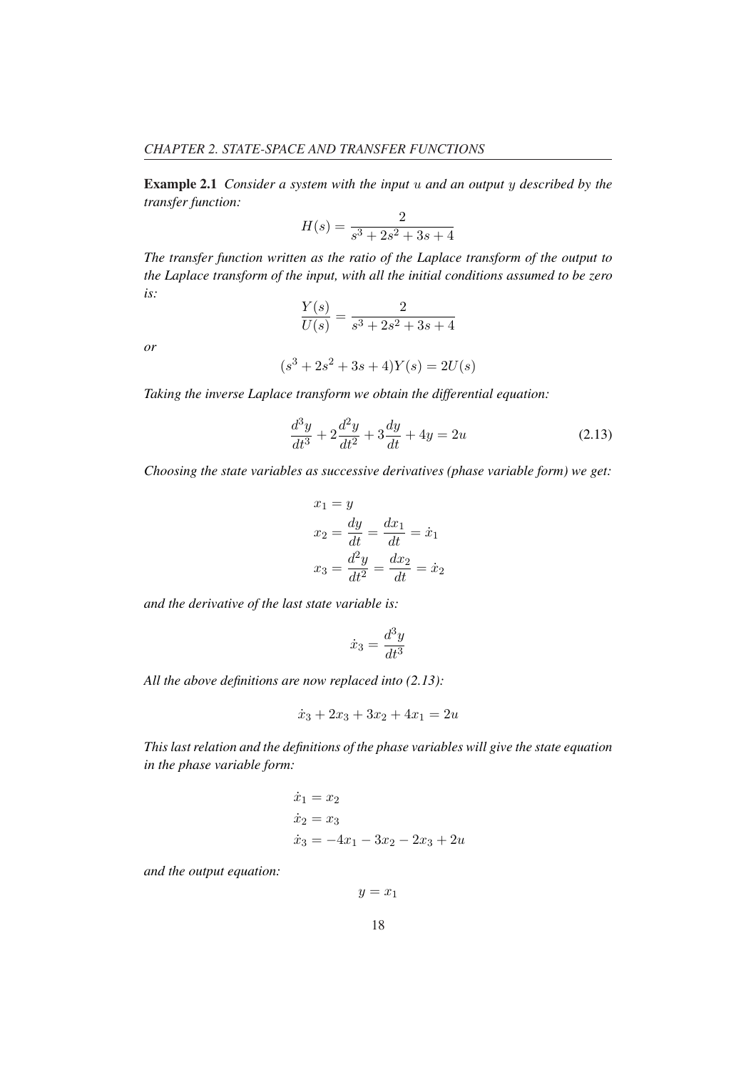**Example 2.1** *Consider a system with the input $u$ and an output $y$ described by the transfer function:*

$$H(s) = \frac{2}{s^3 + 2s^2 + 3s + 4}$$

*The transfer function written as the ratio of the Laplace transform of the output to the Laplace transform of the input, with all the initial conditions assumed to be zero is:*

$$\frac{Y(s)}{U(s)} = \frac{2}{s^3 + 2s^2 + 3s + 4}$$

*or*

$$(s^3 + 2s^2 + 3s + 4)Y(s) = 2U(s)$$

*Taking the inverse Laplace transform we obtain the differential equation:*

$$\frac{d^3y}{dt^3} + 2\frac{d^2y}{dt^2} + 3\frac{dy}{dt} + 4y = 2u \tag{2.13}$$

*Choosing the state variables as successive derivatives (phase variable form) we get:*

$$\begin{aligned}
x_1 &= y \\
x_2 &= \frac{dy}{dt} = \frac{dx_1}{dt} = \dot{x}_1 \\
x_3 &= \frac{d^2y}{dt^2} = \frac{dx_2}{dt} = \dot{x}_2
\end{aligned}$$

*and the derivative of the last state variable is:*

$$\dot{x}_3 = \frac{d^3y}{dt^3}$$

*All the above definitions are now replaced into (2.13):*

$$\dot{x}_3 + 2x_3 + 3x_2 + 4x_1 = 2u$$

*This last relation and the definitions of the phase variables will give the state equation in the phase variable form:*

$$\begin{aligned}
\dot{x}_1 &= x_2 \\
\dot{x}_2 &= x_3 \\
\dot{x}_3 &= -4x_1 - 3x_2 - 2x_3 + 2u
\end{aligned}$$

*and the output equation:*

$$y = x_1$$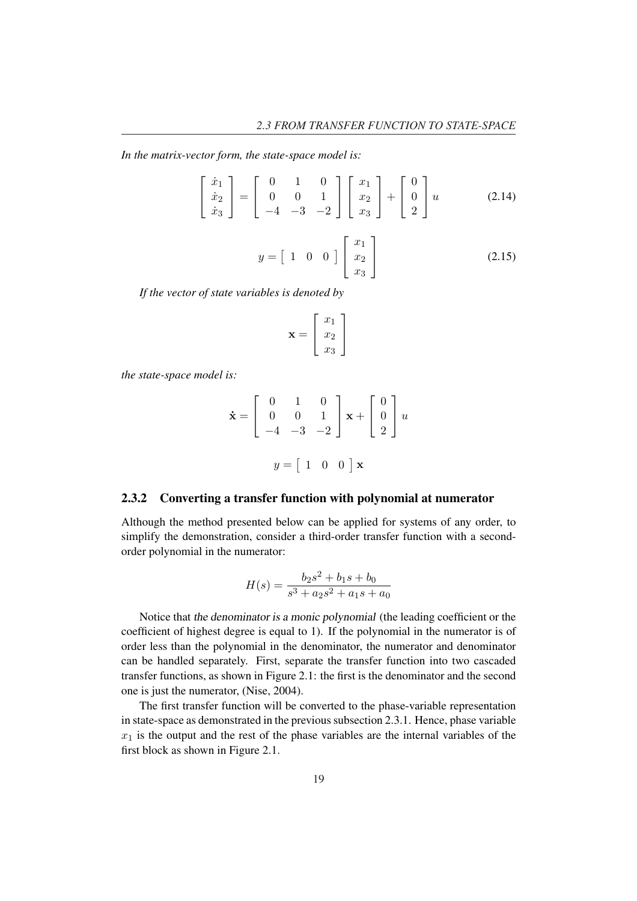*In the matrix-vector form, the state-space model is:*

$$\begin{bmatrix} \dot{x}_1 \\ \dot{x}_2 \\ \dot{x}_3 \end{bmatrix} = \begin{bmatrix} 0 & 1 & 0 \\ 0 & 0 & 1 \\ -4 & -3 & -2 \end{bmatrix} \begin{bmatrix} x_1 \\ x_2 \\ x_3 \end{bmatrix} + \begin{bmatrix} 0 \\ 0 \\ 2 \end{bmatrix} u \tag{2.14}$$

$$y = \begin{bmatrix} 1 & 0 & 0 \end{bmatrix} \begin{bmatrix} x_1 \\ x_2 \\ x_3 \end{bmatrix} \tag{2.15}$$

*If the vector of state variables is denoted by*

$$\mathbf{x} = \begin{bmatrix} x_1 \\ x_2 \\ x_3 \end{bmatrix}$$

*the state-space model is:*

$$\dot{\mathbf{x}} = \begin{bmatrix} 0 & 1 & 0 \\ 0 & 0 & 1 \\ -4 & -3 & -2 \end{bmatrix} \mathbf{x} + \begin{bmatrix} 0 \\ 0 \\ 2 \end{bmatrix} u$$

$$y = \begin{bmatrix} 1 & 0 & 0 \end{bmatrix} \mathbf{x}$$

### 2.3.2 Converting a transfer function with polynomial at numerator

Although the method presented below can be applied for systems of any order, to simplify the demonstration, consider a third-order transfer function with a second-order polynomial in the numerator:

$$H(s) = \frac{b_2 s^2 + b_1 s + b_0}{s^3 + a_2 s^2 + a_1 s + a_0}$$

Notice that the denominator is a monic polynomial (the leading coefficient or the coefficient of highest degree is equal to 1). If the polynomial in the numerator is of order less than the polynomial in the denominator, the numerator and denominator can be handled separately. First, separate the transfer function into two cascaded transfer functions, as shown in Figure 2.1: the first is the denominator and the second one is just the numerator, (Nise, 2004).

The first transfer function will be converted to the phase-variable representation in state-space as demonstrated in the previous subsection 2.3.1. Hence, phase variable $x_1$ is the output and the rest of the phase variables are the internal variables of the first block as shown in Figure 2.1.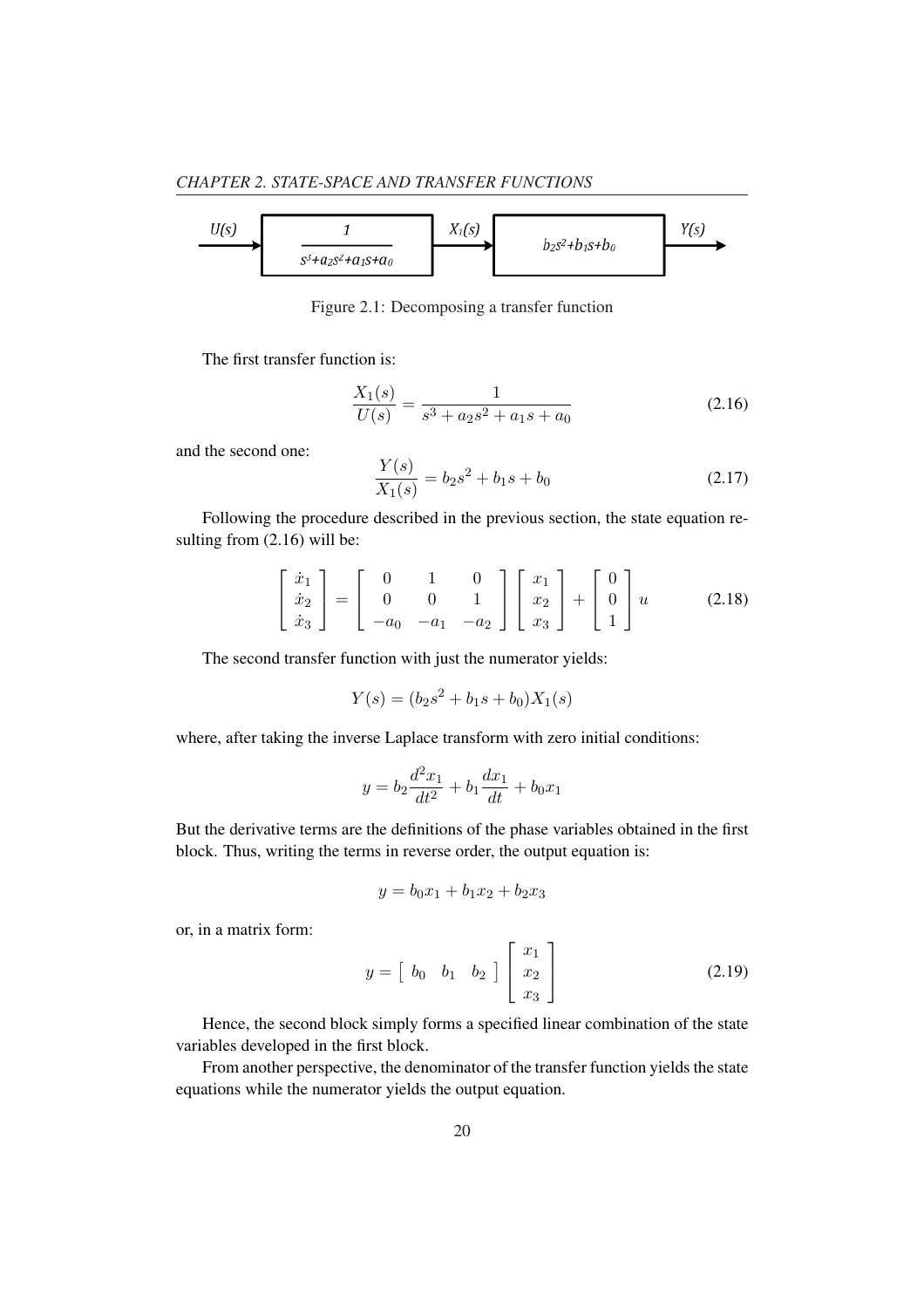Figure 2.1: Decomposing a transfer function

The first transfer function is:

$$\frac{X_1(s)}{U(s)} = \frac{1}{s^3 + a_2 s^2 + a_1 s + a_0} \tag{2.16}$$

and the second one:

$$\frac{Y(s)}{X_1(s)} = b_2 s^2 + b_1 s + b_0 \tag{2.17}$$

Following the procedure described in the previous section, the state equation resulting from (2.16) will be:

$$\begin{bmatrix} \dot{x}_1 \\ \dot{x}_2 \\ \dot{x}_3 \end{bmatrix} = \begin{bmatrix} 0 & 1 & 0 \\ 0 & 0 & 1 \\ -a_0 & -a_1 & -a_2 \end{bmatrix} \begin{bmatrix} x_1 \\ x_2 \\ x_3 \end{bmatrix} + \begin{bmatrix} 0 \\ 0 \\ 1 \end{bmatrix} u \tag{2.18}$$

The second transfer function with just the numerator yields:

$$Y(s) = (b_2 s^2 + b_1 s + b_0) X_1(s)$$

where, after taking the inverse Laplace transform with zero initial conditions:

$$y = b_2 \frac{d^2 x_1}{dt^2} + b_1 \frac{dx_1}{dt} + b_0 x_1$$

But the derivative terms are the definitions of the phase variables obtained in the first block. Thus, writing the terms in reverse order, the output equation is:

$$y = b_0 x_1 + b_1 x_2 + b_2 x_3$$

or, in a matrix form:

$$y = \begin{bmatrix} b_0 & b_1 & b_2 \end{bmatrix} \begin{bmatrix} x_1 \\ x_2 \\ x_3 \end{bmatrix} \tag{2.19}$$

Hence, the second block simply forms a specified linear combination of the state variables developed in the first block.

From another perspective, the denominator of the transfer function yields the state equations while the numerator yields the output equation.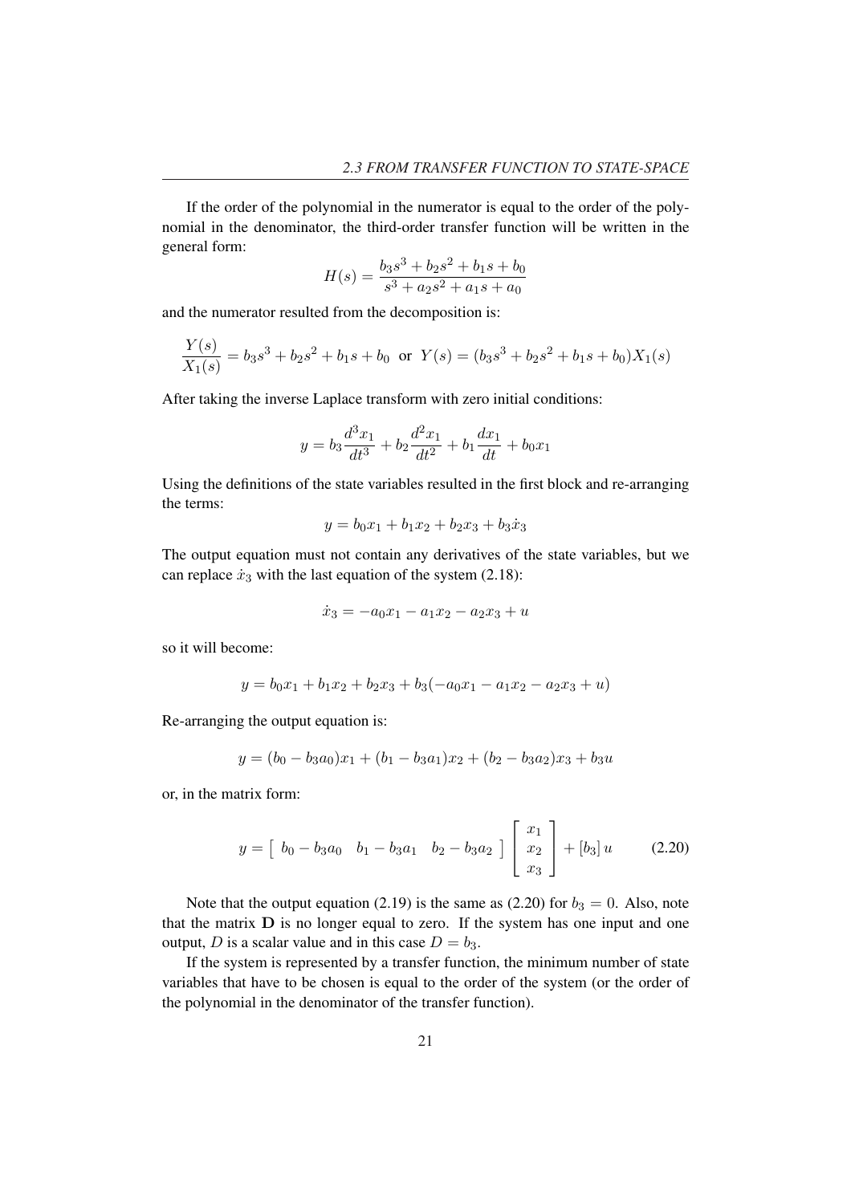If the order of the polynomial in the numerator is equal to the order of the polynomial in the denominator, the third-order transfer function will be written in the general form:

$$H(s) = \frac{b_3 s^3 + b_2 s^2 + b_1 s + b_0}{s^3 + a_2 s^2 + a_1 s + a_0}$$

and the numerator resulted from the decomposition is:

$$\frac{Y(s)}{X_1(s)} = b_3 s^3 + b_2 s^2 + b_1 s + b_0 \;\; \text{or} \;\; Y(s) = (b_3 s^3 + b_2 s^2 + b_1 s + b_0) X_1(s)$$

After taking the inverse Laplace transform with zero initial conditions:

$$y = b_3 \frac{d^3 x_1}{dt^3} + b_2 \frac{d^2 x_1}{dt^2} + b_1 \frac{dx_1}{dt} + b_0 x_1$$

Using the definitions of the state variables resulted in the first block and re-arranging the terms:

$$y = b_0 x_1 + b_1 x_2 + b_2 x_3 + b_3 \dot{x}_3$$

The output equation must not contain any derivatives of the state variables, but we can replace $\dot{x}_3$ with the last equation of the system (2.18):

$$\dot{x}_3 = -a_0 x_1 - a_1 x_2 - a_2 x_3 + u$$

so it will become:

$$y = b_0 x_1 + b_1 x_2 + b_2 x_3 + b_3(-a_0 x_1 - a_1 x_2 - a_2 x_3 + u)$$

Re-arranging the output equation is:

$$y = (b_0 - b_3 a_0) x_1 + (b_1 - b_3 a_1) x_2 + (b_2 - b_3 a_2) x_3 + b_3 u$$

or, in the matrix form:

$$y = \begin{bmatrix} b_0 - b_3 a_0 & b_1 - b_3 a_1 & b_2 - b_3 a_2 \end{bmatrix} \begin{bmatrix} x_1 \\ x_2 \\ x_3 \end{bmatrix} + [b_3]\, u \tag{2.20}$$

Note that the output equation (2.19) is the same as (2.20) for $b_3 = 0$. Also, note that the matrix $\mathbf{D}$ is no longer equal to zero. If the system has one input and one output, $D$ is a scalar value and in this case $D = b_3$.

If the system is represented by a transfer function, the minimum number of state variables that have to be chosen is equal to the order of the system (or the order of the polynomial in the denominator of the transfer function).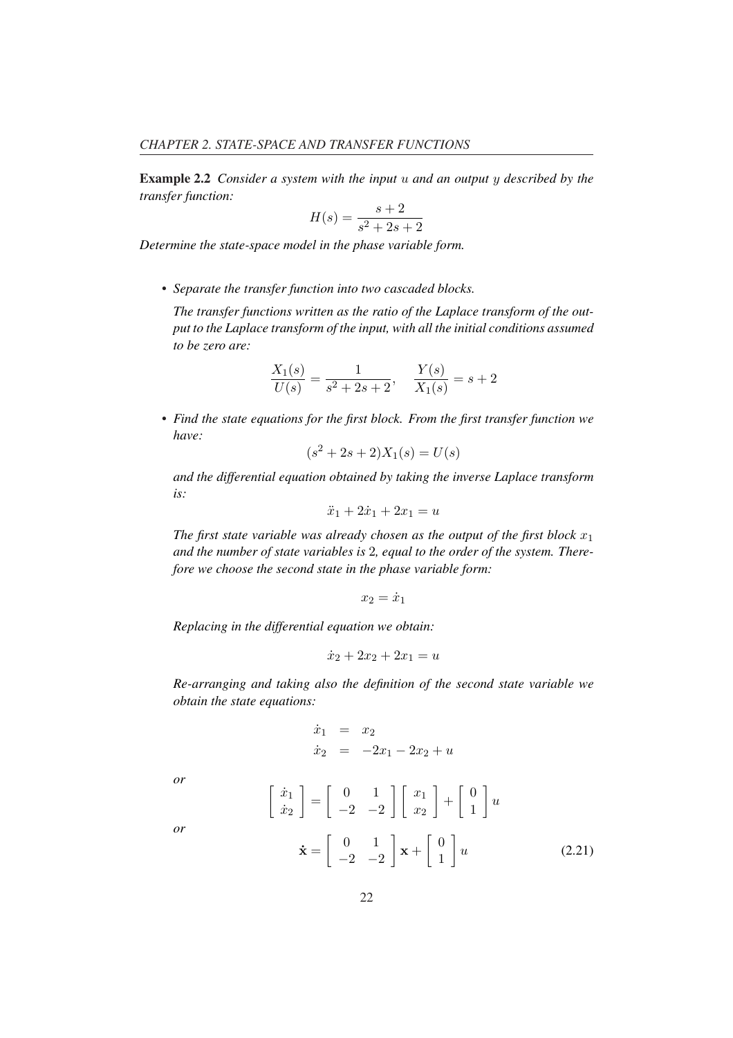**Example 2.2** *Consider a system with the input $u$ and an output $y$ described by the transfer function:*

$$H(s) = \frac{s+2}{s^2+2s+2}$$

*Determine the state-space model in the phase variable form.*

- *Separate the transfer function into two cascaded blocks.*

  *The transfer functions written as the ratio of the Laplace transform of the output to the Laplace transform of the input, with all the initial conditions assumed to be zero are:*

$$\frac{X_1(s)}{U(s)} = \frac{1}{s^2+2s+2}, \quad \frac{Y(s)}{X_1(s)} = s+2$$

- *Find the state equations for the first block. From the first transfer function we have:*

$$(s^2+2s+2)X_1(s) = U(s)$$

  *and the differential equation obtained by taking the inverse Laplace transform is:*

$$\ddot{x}_1 + 2\dot{x}_1 + 2x_1 = u$$

  *The first state variable was already chosen as the output of the first block $x_1$ and the number of state variables is 2, equal to the order of the system. Therefore we choose the second state in the phase variable form:*

$$x_2 = \dot{x}_1$$

  *Replacing in the differential equation we obtain:*

$$\dot{x}_2 + 2x_2 + 2x_1 = u$$

  *Re-arranging and taking also the definition of the second state variable we obtain the state equations:*

$$\begin{aligned} \dot{x}_1 &= x_2 \\ \dot{x}_2 &= -2x_1 - 2x_2 + u \end{aligned}$$

  *or*

$$\begin{bmatrix} \dot{x}_1 \\ \dot{x}_2 \end{bmatrix} = \begin{bmatrix} 0 & 1 \\ -2 & -2 \end{bmatrix} \begin{bmatrix} x_1 \\ x_2 \end{bmatrix} + \begin{bmatrix} 0 \\ 1 \end{bmatrix} u$$

  *or*

$$\dot{\mathbf{x}} = \begin{bmatrix} 0 & 1 \\ -2 & -2 \end{bmatrix} \mathbf{x} + \begin{bmatrix} 0 \\ 1 \end{bmatrix} u \tag{2.21}$$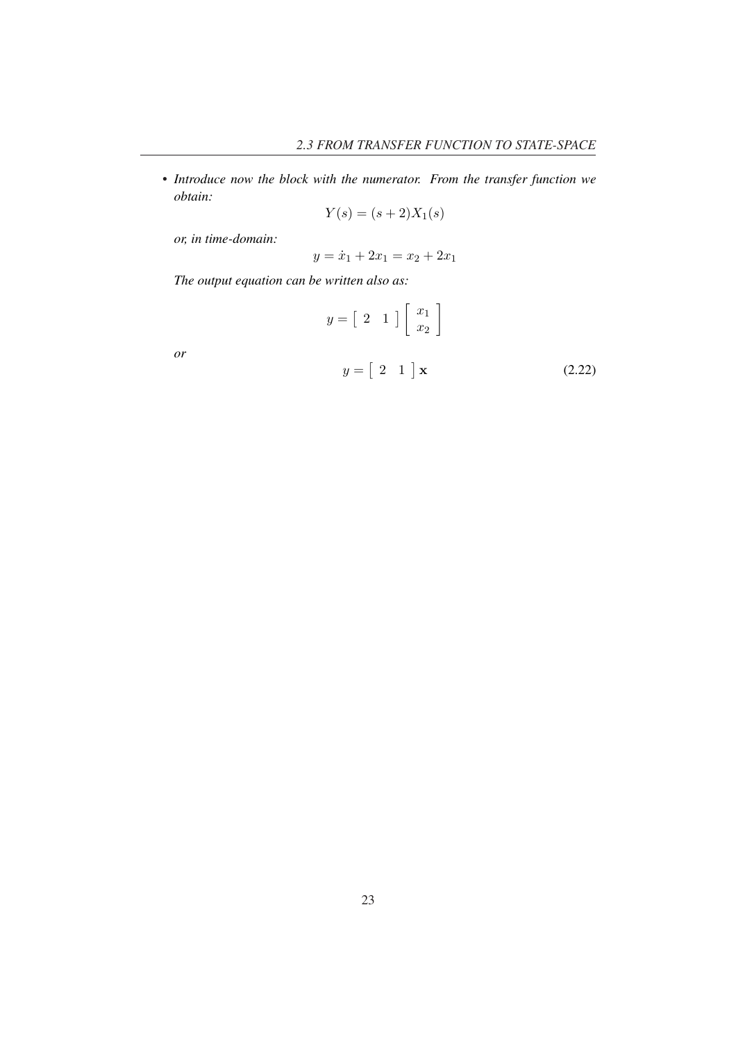- *Introduce now the block with the numerator. From the transfer function we obtain:*

$$Y(s) = (s + 2)X_1(s)$$

*or, in time-domain:*

$$y = \dot{x}_1 + 2x_1 = x_2 + 2x_1$$

*The output equation can be written also as:*

$$y = \begin{bmatrix} 2 & 1 \end{bmatrix} \begin{bmatrix} x_1 \\ x_2 \end{bmatrix}$$

*or*

$$y = \begin{bmatrix} 2 & 1 \end{bmatrix} \mathbf{x} \tag{2.22}$$